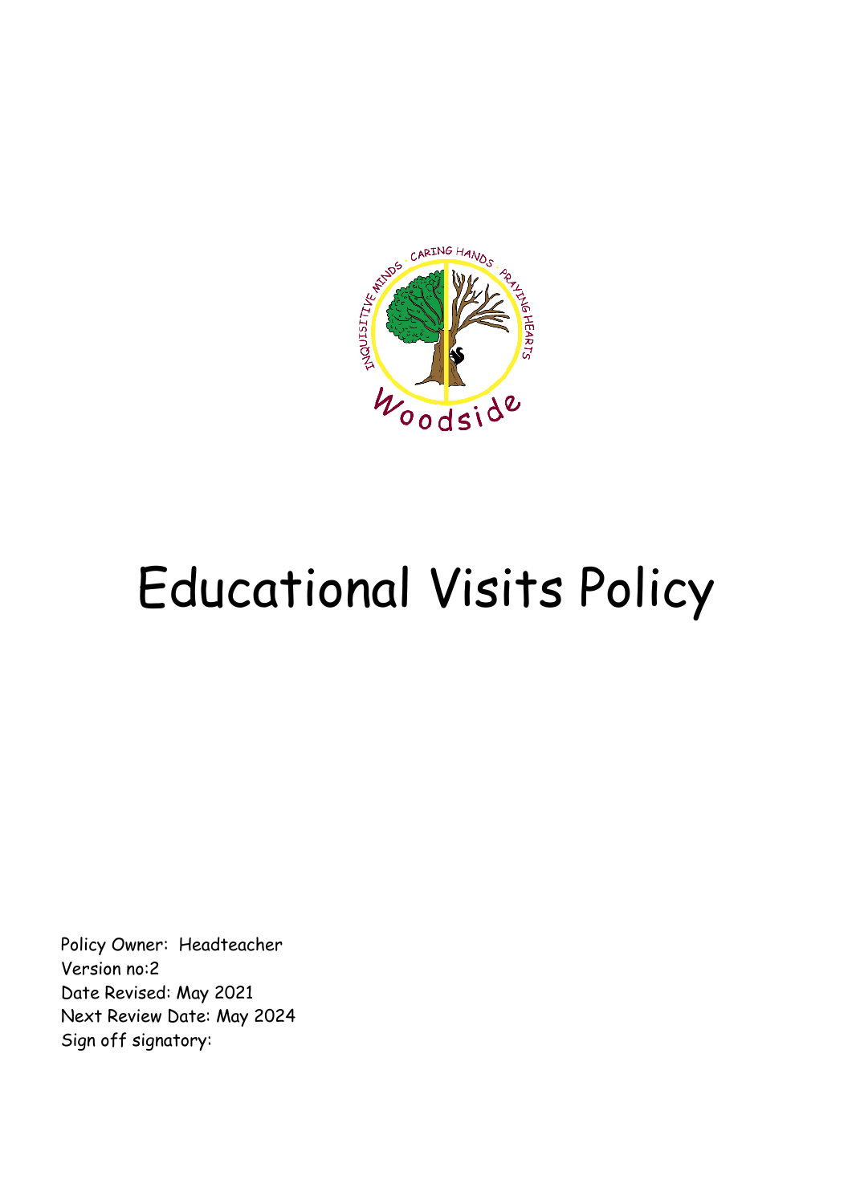# Educational Visits Policy

Policy Owner: Headteacher
Version no:2
Date Revised: May 2021
Next Review Date: May 2024
Sign off signatory: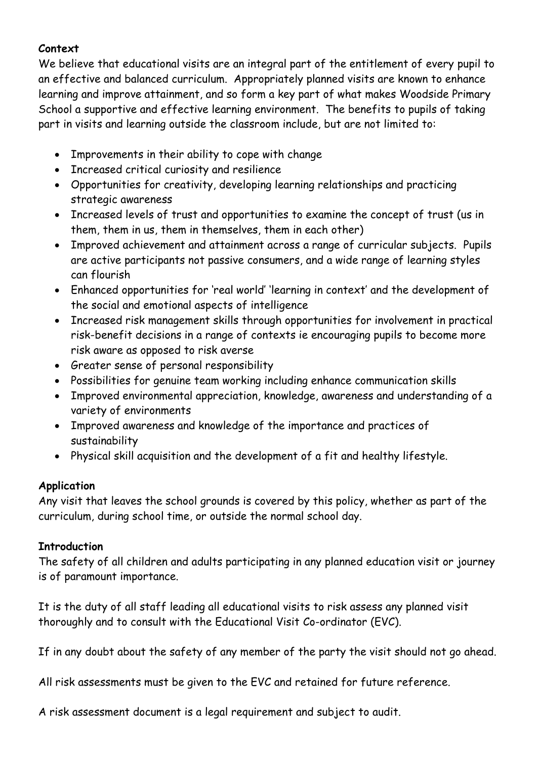**Context**

We believe that educational visits are an integral part of the entitlement of every pupil to an effective and balanced curriculum. Appropriately planned visits are known to enhance learning and improve attainment, and so form a key part of what makes Woodside Primary School a supportive and effective learning environment. The benefits to pupils of taking part in visits and learning outside the classroom include, but are not limited to:

- Improvements in their ability to cope with change
- Increased critical curiosity and resilience
- Opportunities for creativity, developing learning relationships and practicing strategic awareness
- Increased levels of trust and opportunities to examine the concept of trust (us in them, them in us, them in themselves, them in each other)
- Improved achievement and attainment across a range of curricular subjects. Pupils are active participants not passive consumers, and a wide range of learning styles can flourish
- Enhanced opportunities for 'real world' 'learning in context' and the development of the social and emotional aspects of intelligence
- Increased risk management skills through opportunities for involvement in practical risk-benefit decisions in a range of contexts ie encouraging pupils to become more risk aware as opposed to risk averse
- Greater sense of personal responsibility
- Possibilities for genuine team working including enhance communication skills
- Improved environmental appreciation, knowledge, awareness and understanding of a variety of environments
- Improved awareness and knowledge of the importance and practices of sustainability
- Physical skill acquisition and the development of a fit and healthy lifestyle.

**Application**

Any visit that leaves the school grounds is covered by this policy, whether as part of the curriculum, during school time, or outside the normal school day.

**Introduction**

The safety of all children and adults participating in any planned education visit or journey is of paramount importance.

It is the duty of all staff leading all educational visits to risk assess any planned visit thoroughly and to consult with the Educational Visit Co-ordinator (EVC).

If in any doubt about the safety of any member of the party the visit should not go ahead.

All risk assessments must be given to the EVC and retained for future reference.

A risk assessment document is a legal requirement and subject to audit.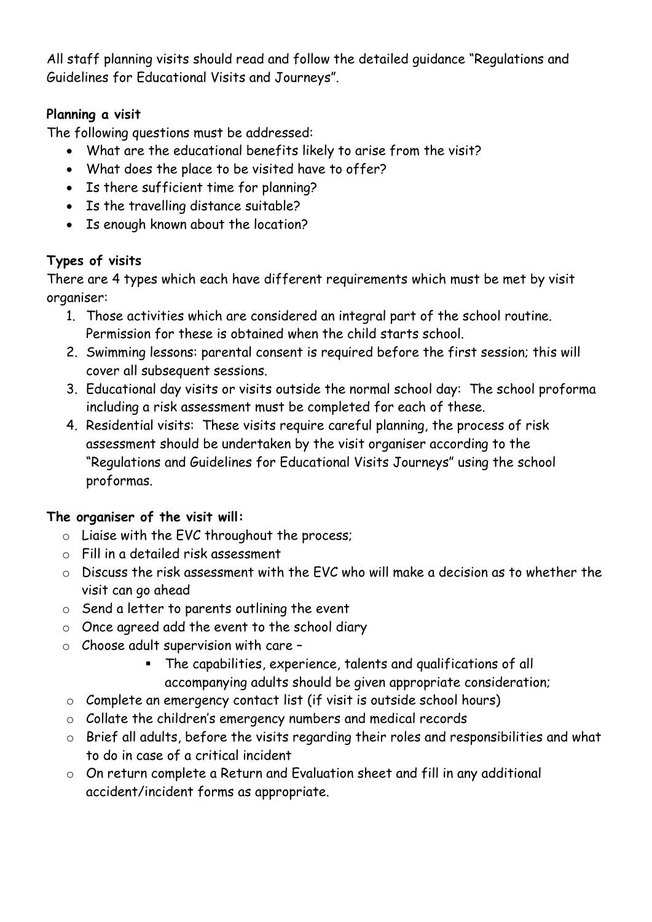All staff planning visits should read and follow the detailed guidance "Regulations and Guidelines for Educational Visits and Journeys".

**Planning a visit**

The following questions must be addressed:

- What are the educational benefits likely to arise from the visit?
- What does the place to be visited have to offer?
- Is there sufficient time for planning?
- Is the travelling distance suitable?
- Is enough known about the location?

**Types of visits**

There are 4 types which each have different requirements which must be met by visit organiser:

1. Those activities which are considered an integral part of the school routine. Permission for these is obtained when the child starts school.
2. Swimming lessons: parental consent is required before the first session; this will cover all subsequent sessions.
3. Educational day visits or visits outside the normal school day: The school proforma including a risk assessment must be completed for each of these.
4. Residential visits: These visits require careful planning, the process of risk assessment should be undertaken by the visit organiser according to the "Regulations and Guidelines for Educational Visits Journeys" using the school proformas.

**The organiser of the visit will:**

- Liaise with the EVC throughout the process;
- Fill in a detailed risk assessment
- Discuss the risk assessment with the EVC who will make a decision as to whether the visit can go ahead
- Send a letter to parents outlining the event
- Once agreed add the event to the school diary
- Choose adult supervision with care –
  - The capabilities, experience, talents and qualifications of all accompanying adults should be given appropriate consideration;
- Complete an emergency contact list (if visit is outside school hours)
- Collate the children's emergency numbers and medical records
- Brief all adults, before the visits regarding their roles and responsibilities and what to do in case of a critical incident
- On return complete a Return and Evaluation sheet and fill in any additional accident/incident forms as appropriate.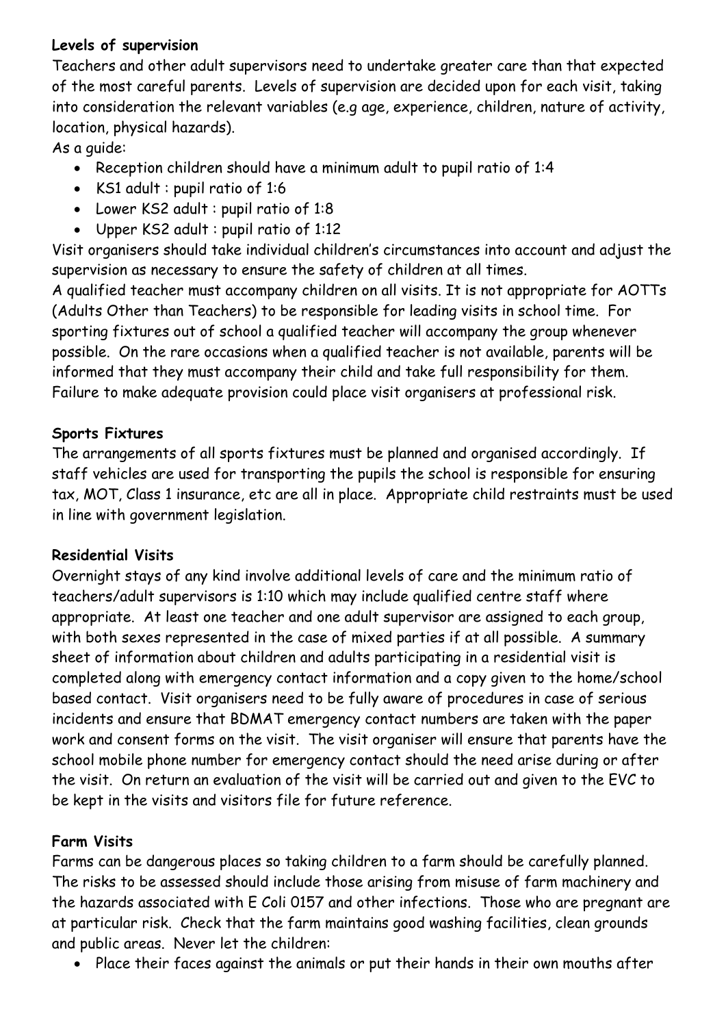**Levels of supervision**

Teachers and other adult supervisors need to undertake greater care than that expected of the most careful parents. Levels of supervision are decided upon for each visit, taking into consideration the relevant variables (e.g age, experience, children, nature of activity, location, physical hazards).

As a guide:

- Reception children should have a minimum adult to pupil ratio of 1:4
- KS1 adult : pupil ratio of 1:6
- Lower KS2 adult : pupil ratio of 1:8
- Upper KS2 adult : pupil ratio of 1:12

Visit organisers should take individual children's circumstances into account and adjust the supervision as necessary to ensure the safety of children at all times.

A qualified teacher must accompany children on all visits. It is not appropriate for AOTTs (Adults Other than Teachers) to be responsible for leading visits in school time. For sporting fixtures out of school a qualified teacher will accompany the group whenever possible. On the rare occasions when a qualified teacher is not available, parents will be informed that they must accompany their child and take full responsibility for them. Failure to make adequate provision could place visit organisers at professional risk.

**Sports Fixtures**

The arrangements of all sports fixtures must be planned and organised accordingly. If staff vehicles are used for transporting the pupils the school is responsible for ensuring tax, MOT, Class 1 insurance, etc are all in place. Appropriate child restraints must be used in line with government legislation.

**Residential Visits**

Overnight stays of any kind involve additional levels of care and the minimum ratio of teachers/adult supervisors is 1:10 which may include qualified centre staff where appropriate. At least one teacher and one adult supervisor are assigned to each group, with both sexes represented in the case of mixed parties if at all possible. A summary sheet of information about children and adults participating in a residential visit is completed along with emergency contact information and a copy given to the home/school based contact. Visit organisers need to be fully aware of procedures in case of serious incidents and ensure that BDMAT emergency contact numbers are taken with the paper work and consent forms on the visit. The visit organiser will ensure that parents have the school mobile phone number for emergency contact should the need arise during or after the visit. On return an evaluation of the visit will be carried out and given to the EVC to be kept in the visits and visitors file for future reference.

**Farm Visits**

Farms can be dangerous places so taking children to a farm should be carefully planned. The risks to be assessed should include those arising from misuse of farm machinery and the hazards associated with E Coli 0157 and other infections. Those who are pregnant are at particular risk. Check that the farm maintains good washing facilities, clean grounds and public areas. Never let the children:

- Place their faces against the animals or put their hands in their own mouths after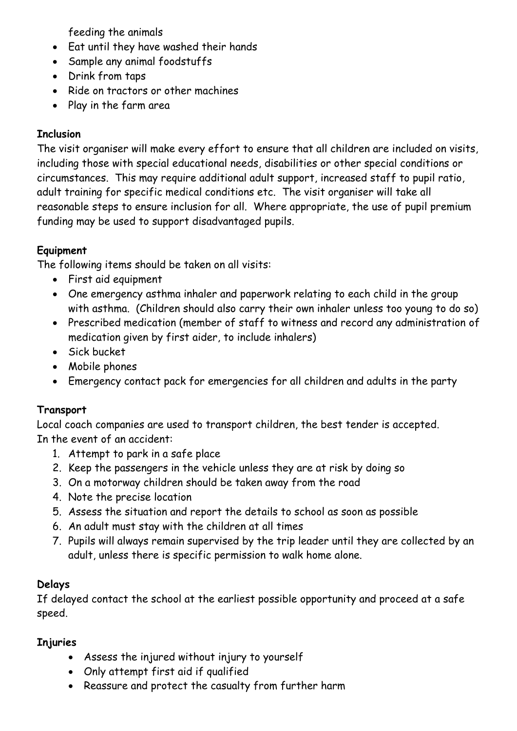feeding the animals

- Eat until they have washed their hands
- Sample any animal foodstuffs
- Drink from taps
- Ride on tractors or other machines
- Play in the farm area

**Inclusion**

The visit organiser will make every effort to ensure that all children are included on visits, including those with special educational needs, disabilities or other special conditions or circumstances. This may require additional adult support, increased staff to pupil ratio, adult training for specific medical conditions etc. The visit organiser will take all reasonable steps to ensure inclusion for all. Where appropriate, the use of pupil premium funding may be used to support disadvantaged pupils.

**Equipment**

The following items should be taken on all visits:

- First aid equipment
- One emergency asthma inhaler and paperwork relating to each child in the group with asthma. (Children should also carry their own inhaler unless too young to do so)
- Prescribed medication (member of staff to witness and record any administration of medication given by first aider, to include inhalers)
- Sick bucket
- Mobile phones
- Emergency contact pack for emergencies for all children and adults in the party

**Transport**

Local coach companies are used to transport children, the best tender is accepted.
In the event of an accident:

1. Attempt to park in a safe place
2. Keep the passengers in the vehicle unless they are at risk by doing so
3. On a motorway children should be taken away from the road
4. Note the precise location
5. Assess the situation and report the details to school as soon as possible
6. An adult must stay with the children at all times
7. Pupils will always remain supervised by the trip leader until they are collected by an adult, unless there is specific permission to walk home alone.

**Delays**

If delayed contact the school at the earliest possible opportunity and proceed at a safe speed.

**Injuries**

- Assess the injured without injury to yourself
- Only attempt first aid if qualified
- Reassure and protect the casualty from further harm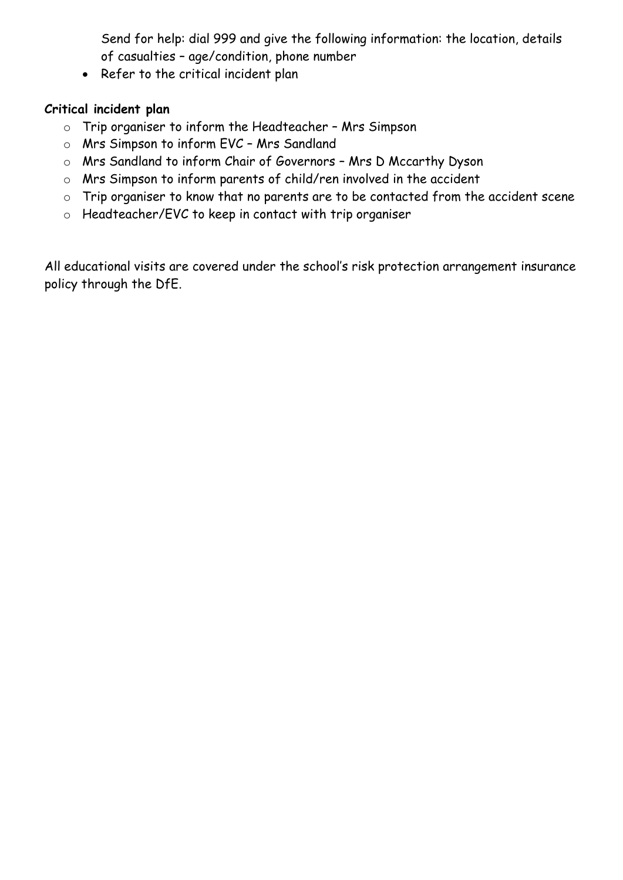Send for help: dial 999 and give the following information: the location, details of casualties – age/condition, phone number

- Refer to the critical incident plan

**Critical incident plan**

- Trip organiser to inform the Headteacher – Mrs Simpson
- Mrs Simpson to inform EVC – Mrs Sandland
- Mrs Sandland to inform Chair of Governors – Mrs D Mccarthy Dyson
- Mrs Simpson to inform parents of child/ren involved in the accident
- Trip organiser to know that no parents are to be contacted from the accident scene
- Headteacher/EVC to keep in contact with trip organiser

All educational visits are covered under the school's risk protection arrangement insurance policy through the DfE.